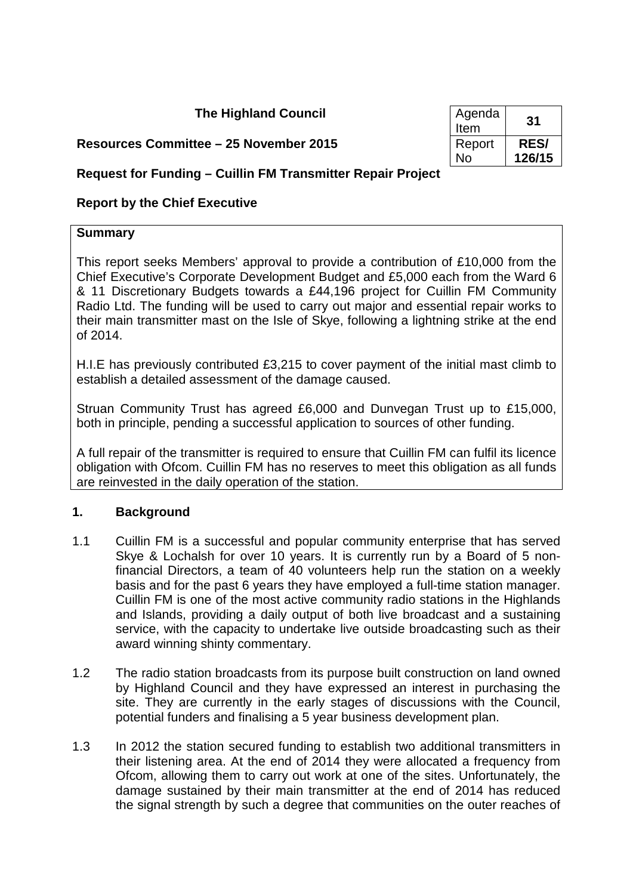**The Highland Council**

**Resources Committee – 25 November 2015**

| | |
|---|---|
| Agenda Item | **31** |
| Report No | **RES/ 126/15** |

**Request for Funding – Cuillin FM Transmitter Repair Project**

**Report by the Chief Executive**

**Summary**

This report seeks Members' approval to provide a contribution of £10,000 from the Chief Executive's Corporate Development Budget and £5,000 each from the Ward 6 & 11 Discretionary Budgets towards a £44,196 project for Cuillin FM Community Radio Ltd. The funding will be used to carry out major and essential repair works to their main transmitter mast on the Isle of Skye, following a lightning strike at the end of 2014.

H.I.E has previously contributed £3,215 to cover payment of the initial mast climb to establish a detailed assessment of the damage caused.

Struan Community Trust has agreed £6,000 and Dunvegan Trust up to £15,000, both in principle, pending a successful application to sources of other funding.

A full repair of the transmitter is required to ensure that Cuillin FM can fulfil its licence obligation with Ofcom. Cuillin FM has no reserves to meet this obligation as all funds are reinvested in the daily operation of the station.

## 1. Background

1.1 Cuillin FM is a successful and popular community enterprise that has served Skye & Lochalsh for over 10 years. It is currently run by a Board of 5 non-financial Directors, a team of 40 volunteers help run the station on a weekly basis and for the past 6 years they have employed a full-time station manager. Cuillin FM is one of the most active community radio stations in the Highlands and Islands, providing a daily output of both live broadcast and a sustaining service, with the capacity to undertake live outside broadcasting such as their award winning shinty commentary.

1.2 The radio station broadcasts from its purpose built construction on land owned by Highland Council and they have expressed an interest in purchasing the site. They are currently in the early stages of discussions with the Council, potential funders and finalising a 5 year business development plan.

1.3 In 2012 the station secured funding to establish two additional transmitters in their listening area. At the end of 2014 they were allocated a frequency from Ofcom, allowing them to carry out work at one of the sites. Unfortunately, the damage sustained by their main transmitter at the end of 2014 has reduced the signal strength by such a degree that communities on the outer reaches of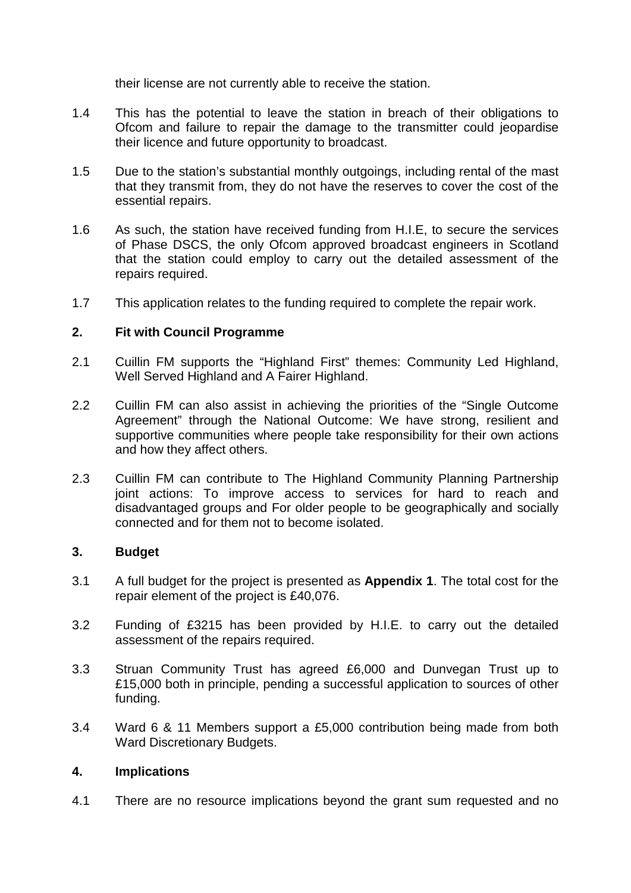their license are not currently able to receive the station.

1.4 This has the potential to leave the station in breach of their obligations to Ofcom and failure to repair the damage to the transmitter could jeopardise their licence and future opportunity to broadcast.

1.5 Due to the station's substantial monthly outgoings, including rental of the mast that they transmit from, they do not have the reserves to cover the cost of the essential repairs.

1.6 As such, the station have received funding from H.I.E, to secure the services of Phase DSCS, the only Ofcom approved broadcast engineers in Scotland that the station could employ to carry out the detailed assessment of the repairs required.

1.7 This application relates to the funding required to complete the repair work.

## 2. Fit with Council Programme

2.1 Cuillin FM supports the "Highland First" themes: Community Led Highland, Well Served Highland and A Fairer Highland.

2.2 Cuillin FM can also assist in achieving the priorities of the "Single Outcome Agreement" through the National Outcome: We have strong, resilient and supportive communities where people take responsibility for their own actions and how they affect others.

2.3 Cuillin FM can contribute to The Highland Community Planning Partnership joint actions: To improve access to services for hard to reach and disadvantaged groups and For older people to be geographically and socially connected and for them not to become isolated.

## 3. Budget

3.1 A full budget for the project is presented as **Appendix 1**. The total cost for the repair element of the project is £40,076.

3.2 Funding of £3215 has been provided by H.I.E. to carry out the detailed assessment of the repairs required.

3.3 Struan Community Trust has agreed £6,000 and Dunvegan Trust up to £15,000 both in principle, pending a successful application to sources of other funding.

3.4 Ward 6 & 11 Members support a £5,000 contribution being made from both Ward Discretionary Budgets.

## 4. Implications

4.1 There are no resource implications beyond the grant sum requested and no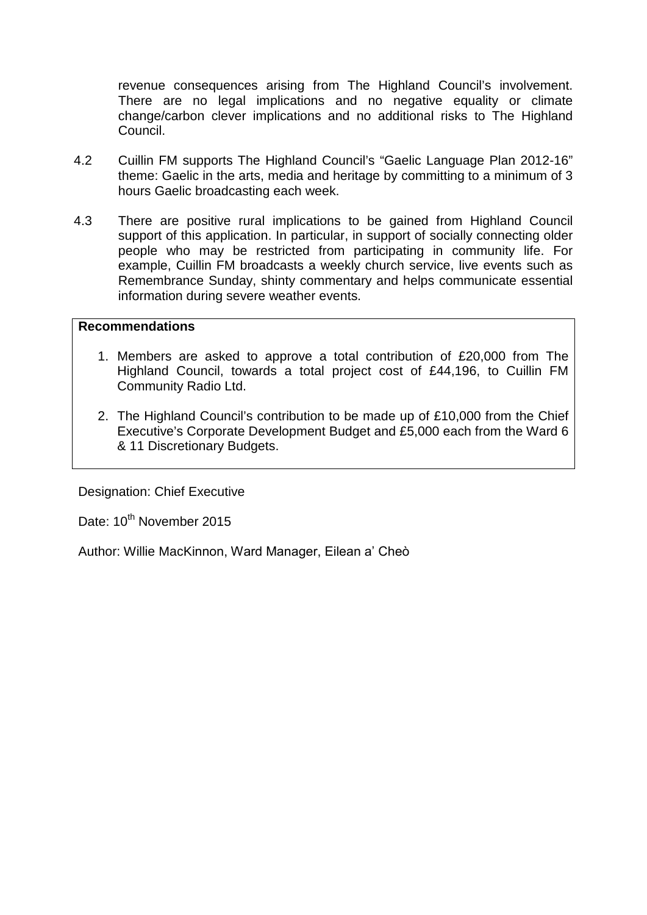revenue consequences arising from The Highland Council's involvement. There are no legal implications and no negative equality or climate change/carbon clever implications and no additional risks to The Highland Council.

4.2 Cuillin FM supports The Highland Council's "Gaelic Language Plan 2012-16" theme: Gaelic in the arts, media and heritage by committing to a minimum of 3 hours Gaelic broadcasting each week.

4.3 There are positive rural implications to be gained from Highland Council support of this application. In particular, in support of socially connecting older people who may be restricted from participating in community life. For example, Cuillin FM broadcasts a weekly church service, live events such as Remembrance Sunday, shinty commentary and helps communicate essential information during severe weather events.

**Recommendations**

1. Members are asked to approve a total contribution of £20,000 from The Highland Council, towards a total project cost of £44,196, to Cuillin FM Community Radio Ltd.

2. The Highland Council's contribution to be made up of £10,000 from the Chief Executive's Corporate Development Budget and £5,000 each from the Ward 6 & 11 Discretionary Budgets.

Designation: Chief Executive

Date: 10th November 2015

Author: Willie MacKinnon, Ward Manager, Eilean a' Cheò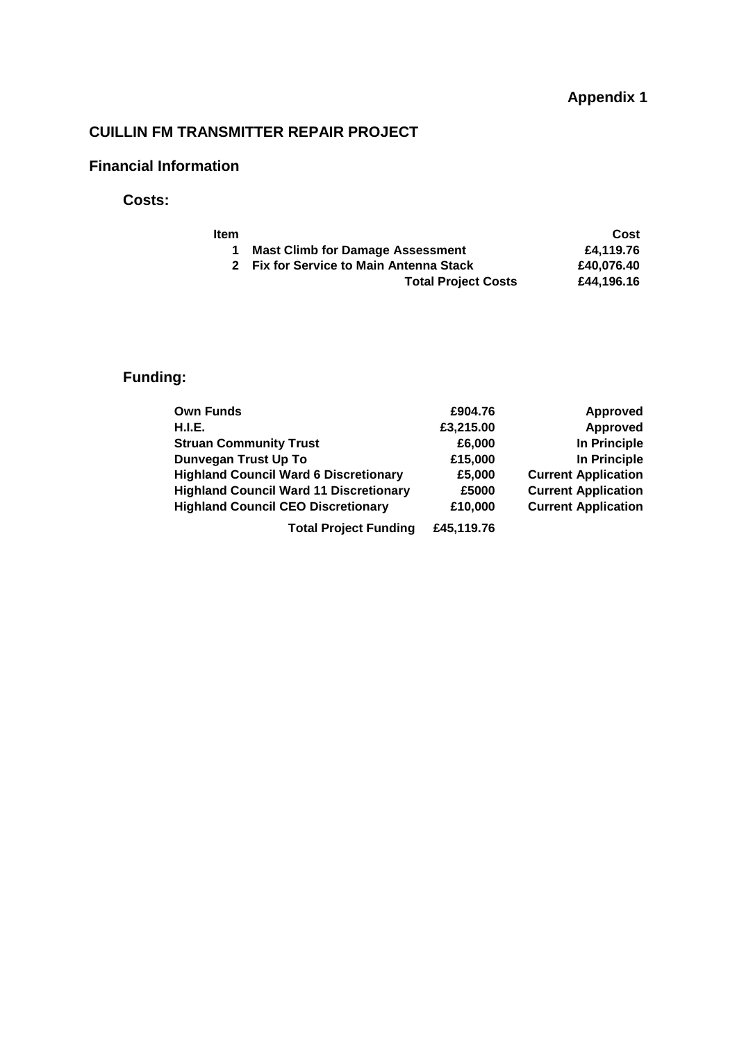**Appendix 1**

## CUILLIN FM TRANSMITTER REPAIR PROJECT

### Financial Information

#### Costs:

| Item | | Cost |
|---|---|---|
| 1 | Mast Climb for Damage Assessment | £4,119.76 |
| 2 | Fix for Service to Main Antenna Stack | £40,076.40 |
| | **Total Project Costs** | **£44,196.16** |

#### Funding:

| | | |
|---|---|---|
| Own Funds | £904.76 | Approved |
| H.I.E. | £3,215.00 | Approved |
| Struan Community Trust | £6,000 | In Principle |
| Dunvegan Trust Up To | £15,000 | In Principle |
| Highland Council Ward 6 Discretionary | £5,000 | Current Application |
| Highland Council Ward 11 Discretionary | £5000 | Current Application |
| Highland Council CEO Discretionary | £10,000 | Current Application |
| **Total Project Funding** | **£45,119.76** | |